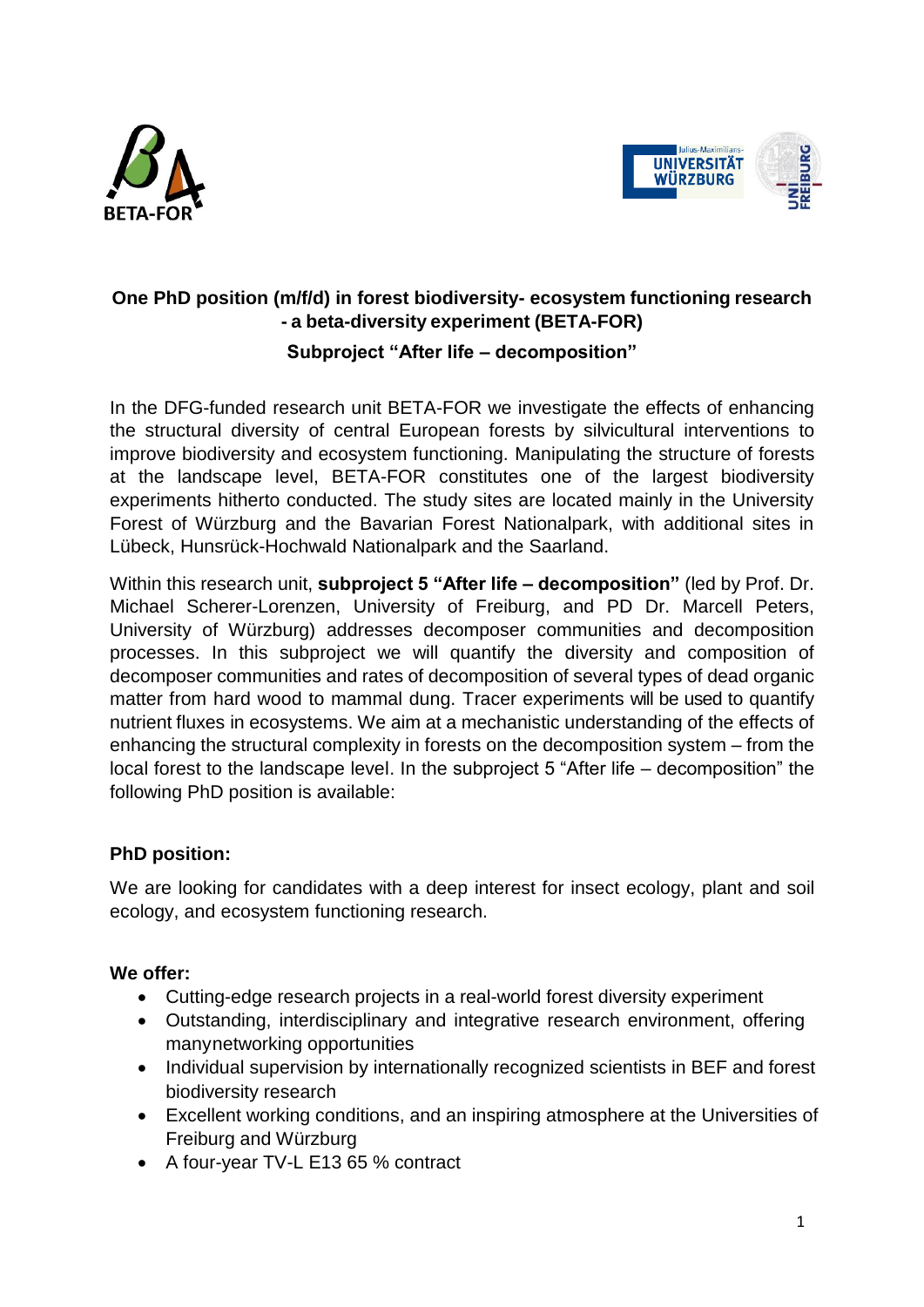BETA-FOR

## One PhD position (m/f/d) in forest biodiversity- ecosystem functioning research - a beta-diversity experiment (BETA-FOR)

### Subproject "After life – decomposition"

In the DFG-funded research unit BETA-FOR we investigate the effects of enhancing the structural diversity of central European forests by silvicultural interventions to improve biodiversity and ecosystem functioning. Manipulating the structure of forests at the landscape level, BETA-FOR constitutes one of the largest biodiversity experiments hitherto conducted. The study sites are located mainly in the University Forest of Würzburg and the Bavarian Forest Nationalpark, with additional sites in Lübeck, Hunsrück-Hochwald Nationalpark and the Saarland.

Within this research unit, **subproject 5 "After life – decomposition"** (led by Prof. Dr. Michael Scherer-Lorenzen, University of Freiburg, and PD Dr. Marcell Peters, University of Würzburg) addresses decomposer communities and decomposition processes. In this subproject we will quantify the diversity and composition of decomposer communities and rates of decomposition of several types of dead organic matter from hard wood to mammal dung. Tracer experiments will be used to quantify nutrient fluxes in ecosystems. We aim at a mechanistic understanding of the effects of enhancing the structural complexity in forests on the decomposition system – from the local forest to the landscape level. In the subproject 5 "After life – decomposition" the following PhD position is available:

**PhD position:**

We are looking for candidates with a deep interest for insect ecology, plant and soil ecology, and ecosystem functioning research.

**We offer:**

- Cutting-edge research projects in a real-world forest diversity experiment
- Outstanding, interdisciplinary and integrative research environment, offering manynetworking opportunities
- Individual supervision by internationally recognized scientists in BEF and forest biodiversity research
- Excellent working conditions, and an inspiring atmosphere at the Universities of Freiburg and Würzburg
- A four-year TV-L E13 65 % contract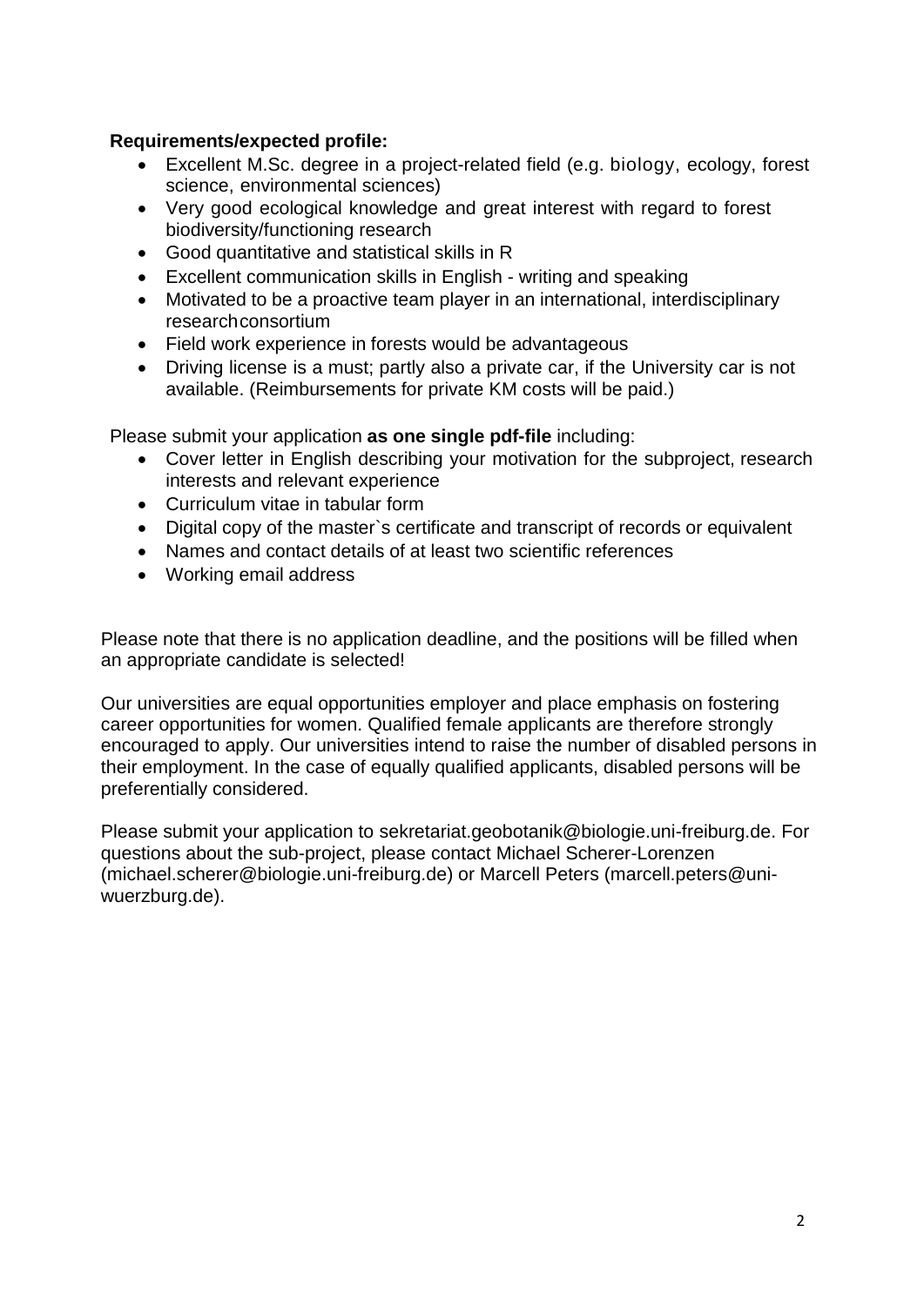**Requirements/expected profile:**

- Excellent M.Sc. degree in a project-related field (e.g. biology, ecology, forest science, environmental sciences)
- Very good ecological knowledge and great interest with regard to forest biodiversity/functioning research
- Good quantitative and statistical skills in R
- Excellent communication skills in English - writing and speaking
- Motivated to be a proactive team player in an international, interdisciplinary researchconsortium
- Field work experience in forests would be advantageous
- Driving license is a must; partly also a private car, if the University car is not available. (Reimbursements for private KM costs will be paid.)

Please submit your application **as one single pdf-file** including:

- Cover letter in English describing your motivation for the subproject, research interests and relevant experience
- Curriculum vitae in tabular form
- Digital copy of the master`s certificate and transcript of records or equivalent
- Names and contact details of at least two scientific references
- Working email address

Please note that there is no application deadline, and the positions will be filled when an appropriate candidate is selected!

Our universities are equal opportunities employer and place emphasis on fostering career opportunities for women. Qualified female applicants are therefore strongly encouraged to apply. Our universities intend to raise the number of disabled persons in their employment. In the case of equally qualified applicants, disabled persons will be preferentially considered.

Please submit your application to sekretariat.geobotanik@biologie.uni-freiburg.de. For questions about the sub-project, please contact Michael Scherer-Lorenzen (michael.scherer@biologie.uni-freiburg.de) or Marcell Peters (marcell.peters@uni-wuerzburg.de).